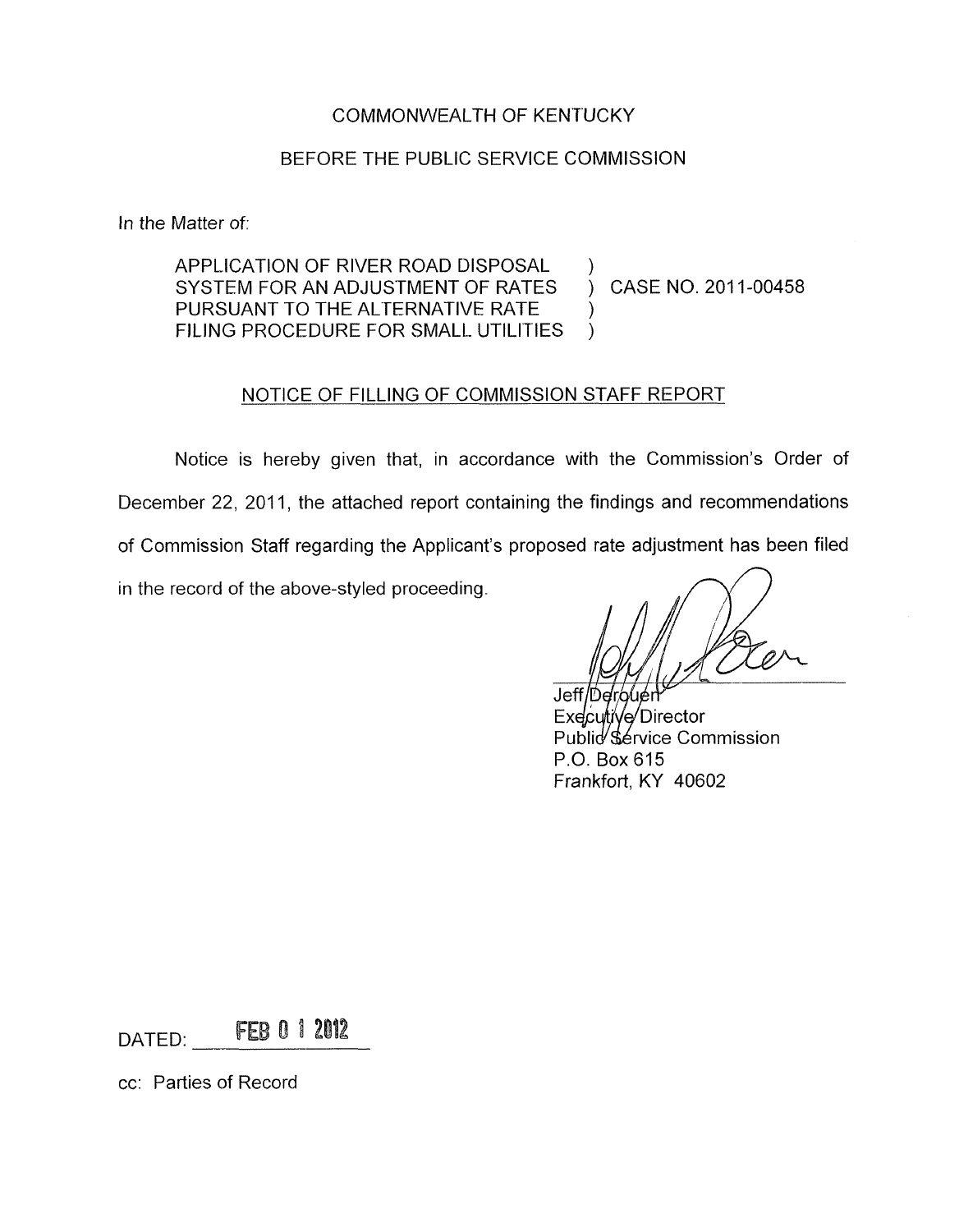COMMONWEALTH OF KENTUCKY

BEFORE THE PUBLIC SERVICE COMMISSION

In the Matter of:

| | | |
|---|---|---|
| APPLICATION OF RIVER ROAD DISPOSAL SYSTEM FOR AN ADJUSTMENT OF RATES PURSUANT TO THE ALTERNATIVE RATE FILING PROCEDURE FOR SMALL UTILITIES | ) ) ) ) | CASE NO. 2011-00458 |

NOTICE OF FILLING OF COMMISSION STAFF REPORT

Notice is hereby given that, in accordance with the Commission's Order of December 22, 2011, the attached report containing the findings and recommendations of Commission Staff regarding the Applicant's proposed rate adjustment has been filed in the record of the above-styled proceeding.

Jeff Derouen
Executive Director
Public Service Commission
P.O. Box 615
Frankfort, KY 40602

DATED: FEB 01 2012

cc: Parties of Record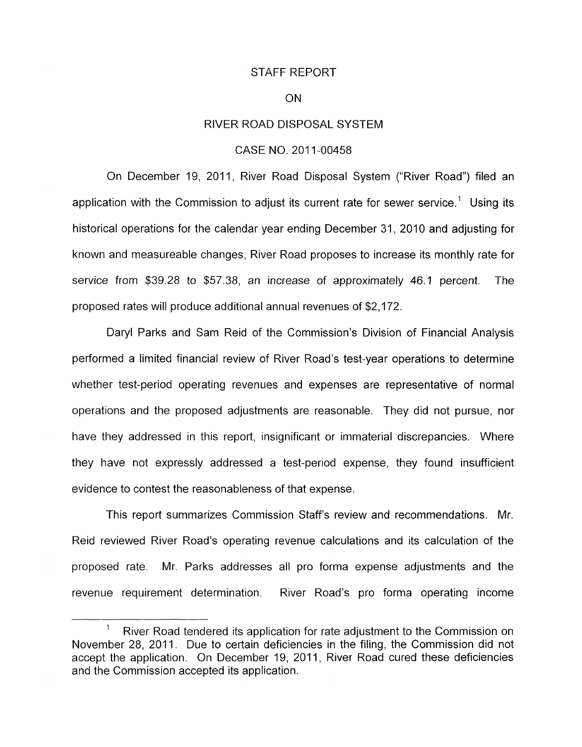STAFF REPORT

ON

RIVER ROAD DISPOSAL SYSTEM

CASE NO. 2011-00458

On December 19, 2011, River Road Disposal System ("River Road") filed an application with the Commission to adjust its current rate for sewer service.[1] Using its historical operations for the calendar year ending December 31, 2010 and adjusting for known and measureable changes, River Road proposes to increase its monthly rate for service from \$39.28 to \$57.38, an increase of approximately 46.1 percent. The proposed rates will produce additional annual revenues of \$2,172.

Daryl Parks and Sam Reid of the Commission's Division of Financial Analysis performed a limited financial review of River Road's test-year operations to determine whether test-period operating revenues and expenses are representative of normal operations and the proposed adjustments are reasonable. They did not pursue, nor have they addressed in this report, insignificant or immaterial discrepancies. Where they have not expressly addressed a test-period expense, they found insufficient evidence to contest the reasonableness of that expense.

This report summarizes Commission Staff's review and recommendations. Mr. Reid reviewed River Road's operating revenue calculations and its calculation of the proposed rate. Mr. Parks addresses all pro forma expense adjustments and the revenue requirement determination. River Road's pro forma operating income

---

[1] River Road tendered its application for rate adjustment to the Commission on November 28, 2011. Due to certain deficiencies in the filing, the Commission did not accept the application. On December 19, 2011, River Road cured these deficiencies and the Commission accepted its application.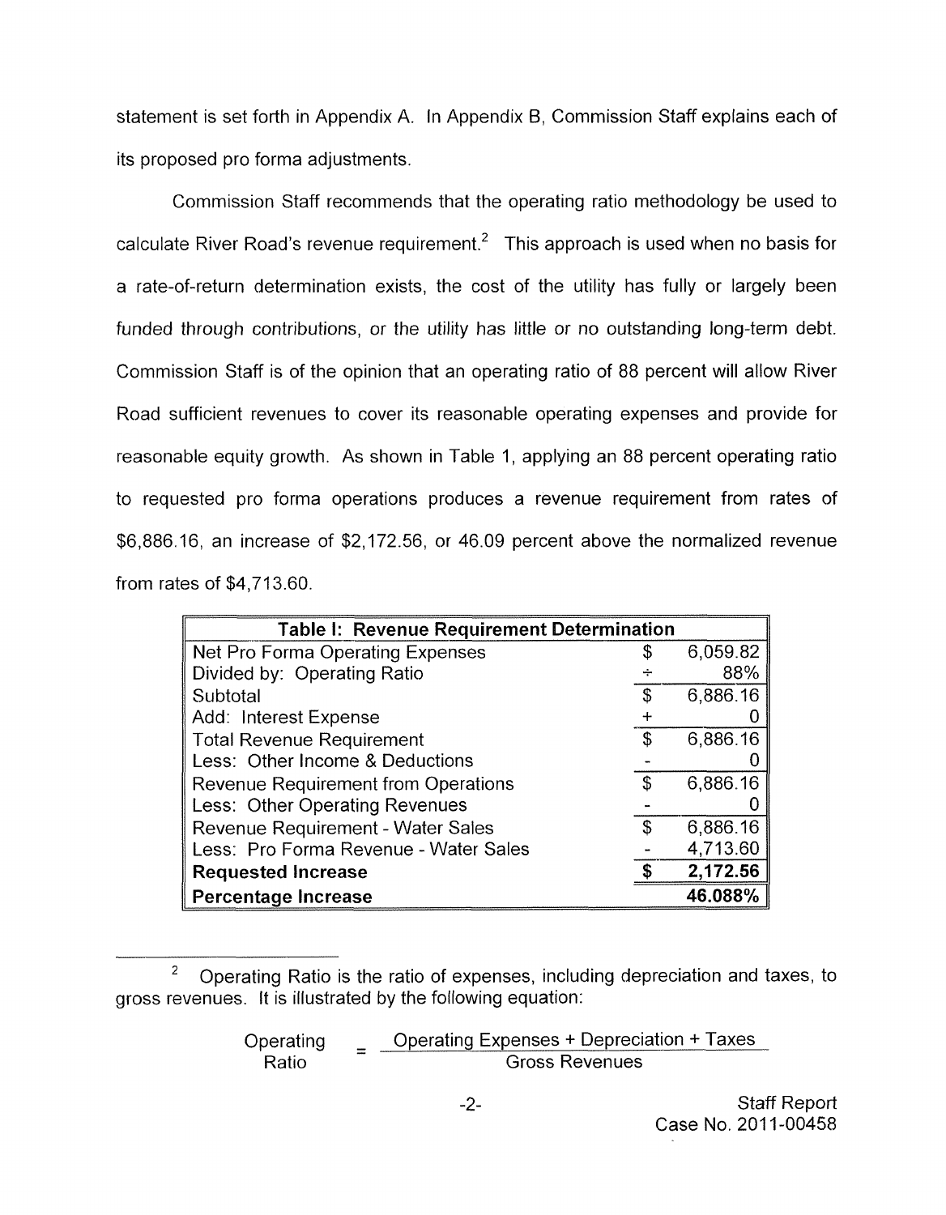statement is set forth in Appendix A. In Appendix B, Commission Staff explains each of its proposed pro forma adjustments.

Commission Staff recommends that the operating ratio methodology be used to calculate River Road's revenue requirement.[2] This approach is used when no basis for a rate-of-return determination exists, the cost of the utility has fully or largely been funded through contributions, or the utility has little or no outstanding long-term debt. Commission Staff is of the opinion that an operating ratio of 88 percent will allow River Road sufficient revenues to cover its reasonable operating expenses and provide for reasonable equity growth. As shown in Table 1, applying an 88 percent operating ratio to requested pro forma operations produces a revenue requirement from rates of $6,886.16, an increase of $2,172.56, or 46.09 percent above the normalized revenue from rates of $4,713.60.

| Table I: Revenue Requirement Determination | | |
|---|---|---|
| Net Pro Forma Operating Expenses | $ | 6,059.82 |
| Divided by: Operating Ratio | ÷ | 88% |
| Subtotal | $ | 6,886.16 |
| Add: Interest Expense | + | 0 |
| Total Revenue Requirement | $ | 6,886.16 |
| Less: Other Income & Deductions | - | 0 |
| Revenue Requirement from Operations | $ | 6,886.16 |
| Less: Other Operating Revenues | - | 0 |
| Revenue Requirement - Water Sales | $ | 6,886.16 |
| Less: Pro Forma Revenue - Water Sales | - | 4,713.60 |
| **Requested Increase** | **$** | **2,172.56** |
| **Percentage Increase** | | **46.088%** |

[2] Operating Ratio is the ratio of expenses, including depreciation and taxes, to gross revenues. It is illustrated by the following equation:

$$\text{Operating Ratio} = \frac{\text{Operating Expenses + Depreciation + Taxes}}{\text{Gross Revenues}}$$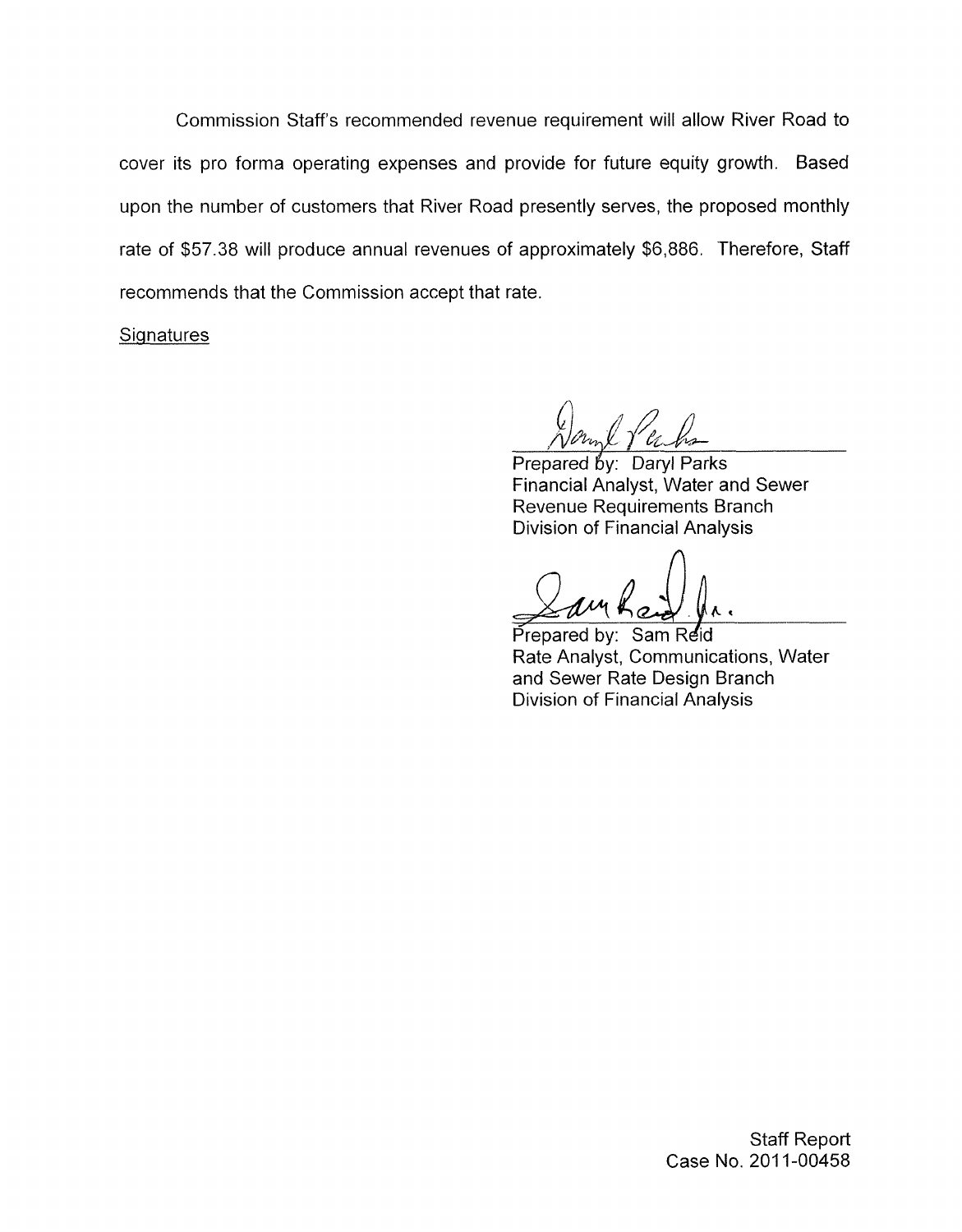Commission Staff's recommended revenue requirement will allow River Road to cover its pro forma operating expenses and provide for future equity growth. Based upon the number of customers that River Road presently serves, the proposed monthly rate of $57.38 will produce annual revenues of approximately $6,886. Therefore, Staff recommends that the Commission accept that rate.

Signatures

Prepared by: Daryl Parks
Financial Analyst, Water and Sewer
Revenue Requirements Branch
Division of Financial Analysis

Prepared by: Sam Reid
Rate Analyst, Communications, Water and Sewer Rate Design Branch
Division of Financial Analysis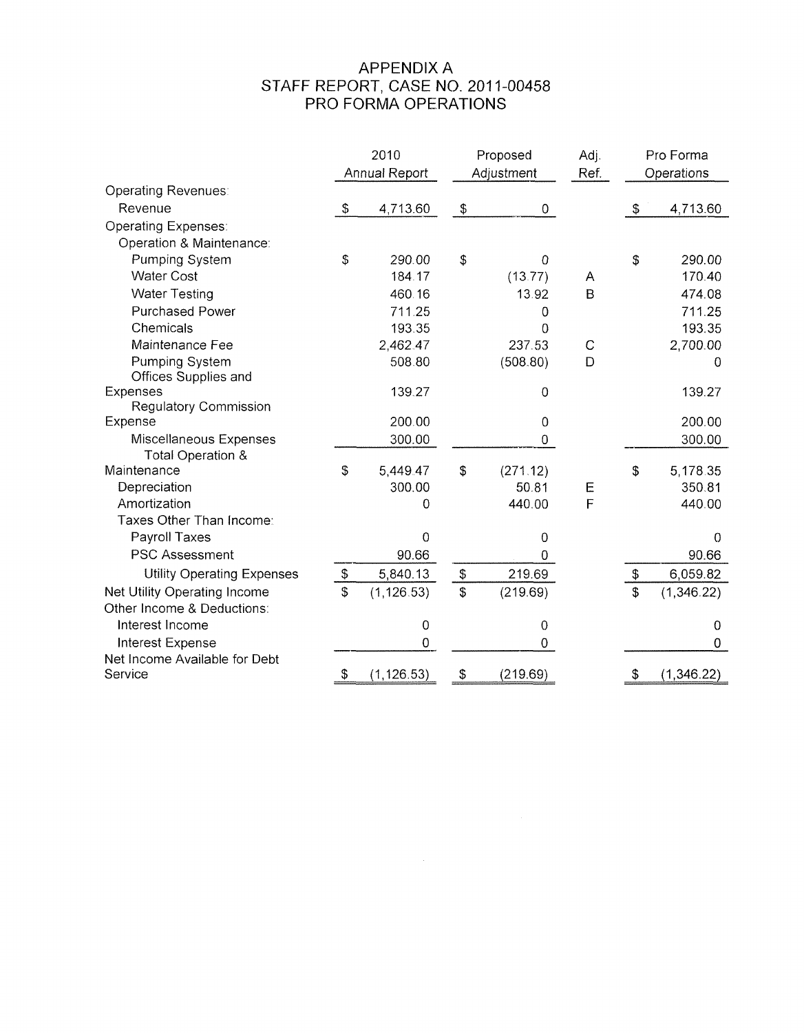# APPENDIX A
## STAFF REPORT, CASE NO. 2011-00458
## PRO FORMA OPERATIONS

| | 2010 Annual Report | Proposed Adjustment | Adj. Ref. | Pro Forma Operations |
|---|---|---|---|---|
| Operating Revenues: | | | | |
| Revenue | $ 4,713.60 | $ 0 | | $ 4,713.60 |
| Operating Expenses: | | | | |
| Operation & Maintenance: | | | | |
| Pumping System | $ 290.00 | $ 0 | | $ 290.00 |
| Water Cost | 184.17 | (13.77) | A | 170.40 |
| Water Testing | 460.16 | 13.92 | B | 474.08 |
| Purchased Power | 711.25 | 0 | | 711.25 |
| Chemicals | 193.35 | 0 | | 193.35 |
| Maintenance Fee | 2,462.47 | 237.53 | C | 2,700.00 |
| Pumping System | 508.80 | (508.80) | D | 0 |
| Offices Supplies and Expenses | 139.27 | 0 | | 139.27 |
| Regulatory Commission Expense | 200.00 | 0 | | 200.00 |
| Miscellaneous Expenses | 300.00 | 0 | | 300.00 |
| Total Operation & Maintenance | $ 5,449.47 | $ (271.12) | | $ 5,178.35 |
| Depreciation | 300.00 | 50.81 | E | 350.81 |
| Amortization | 0 | 440.00 | F | 440.00 |
| Taxes Other Than Income: | | | | |
| Payroll Taxes | 0 | 0 | | 0 |
| PSC Assessment | 90.66 | 0 | | 90.66 |
| Utility Operating Expenses | $ 5,840.13 | $ 219.69 | | $ 6,059.82 |
| Net Utility Operating Income | $ (1,126.53) | $ (219.69) | | $ (1,346.22) |
| Other Income & Deductions: | | | | |
| Interest Income | 0 | 0 | | 0 |
| Interest Expense | 0 | 0 | | 0 |
| Net Income Available for Debt Service | $ (1,126.53) | $ (219.69) | | $ (1,346.22) |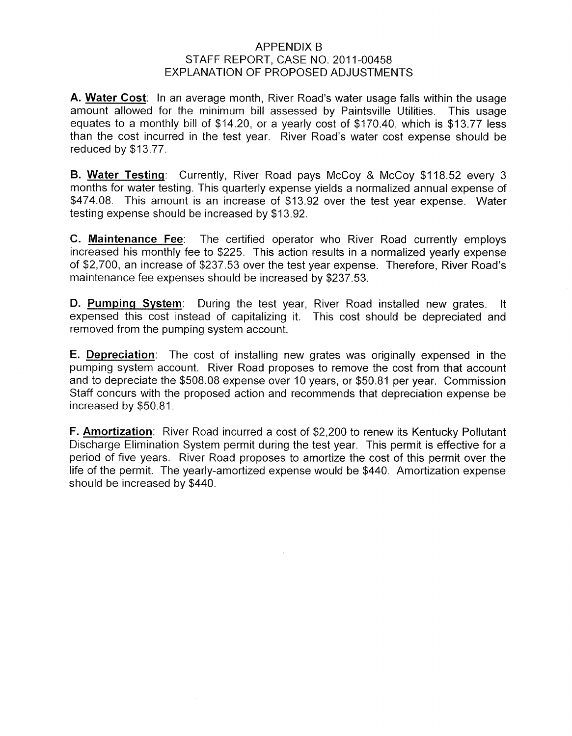# APPENDIX B
## STAFF REPORT, CASE NO. 2011-00458
## EXPLANATION OF PROPOSED ADJUSTMENTS

**A. Water Cost**: In an average month, River Road's water usage falls within the usage amount allowed for the minimum bill assessed by Paintsville Utilities. This usage equates to a monthly bill of $14.20, or a yearly cost of $170.40, which is $13.77 less than the cost incurred in the test year. River Road's water cost expense should be reduced by $13.77.

**B. Water Testing**: Currently, River Road pays McCoy & McCoy $118.52 every 3 months for water testing. This quarterly expense yields a normalized annual expense of $474.08. This amount is an increase of $13.92 over the test year expense. Water testing expense should be increased by $13.92.

**C. Maintenance Fee**: The certified operator who River Road currently employs increased his monthly fee to $225. This action results in a normalized yearly expense of $2,700, an increase of $237.53 over the test year expense. Therefore, River Road's maintenance fee expenses should be increased by $237.53.

**D. Pumping System**: During the test year, River Road installed new grates. It expensed this cost instead of capitalizing it. This cost should be depreciated and removed from the pumping system account.

**E. Depreciation**: The cost of installing new grates was originally expensed in the pumping system account. River Road proposes to remove the cost from that account and to depreciate the $508.08 expense over 10 years, or $50.81 per year. Commission Staff concurs with the proposed action and recommends that depreciation expense be increased by $50.81.

**F. Amortization**: River Road incurred a cost of $2,200 to renew its Kentucky Pollutant Discharge Elimination System permit during the test year. This permit is effective for a period of five years. River Road proposes to amortize the cost of this permit over the life of the permit. The yearly-amortized expense would be $440. Amortization expense should be increased by $440.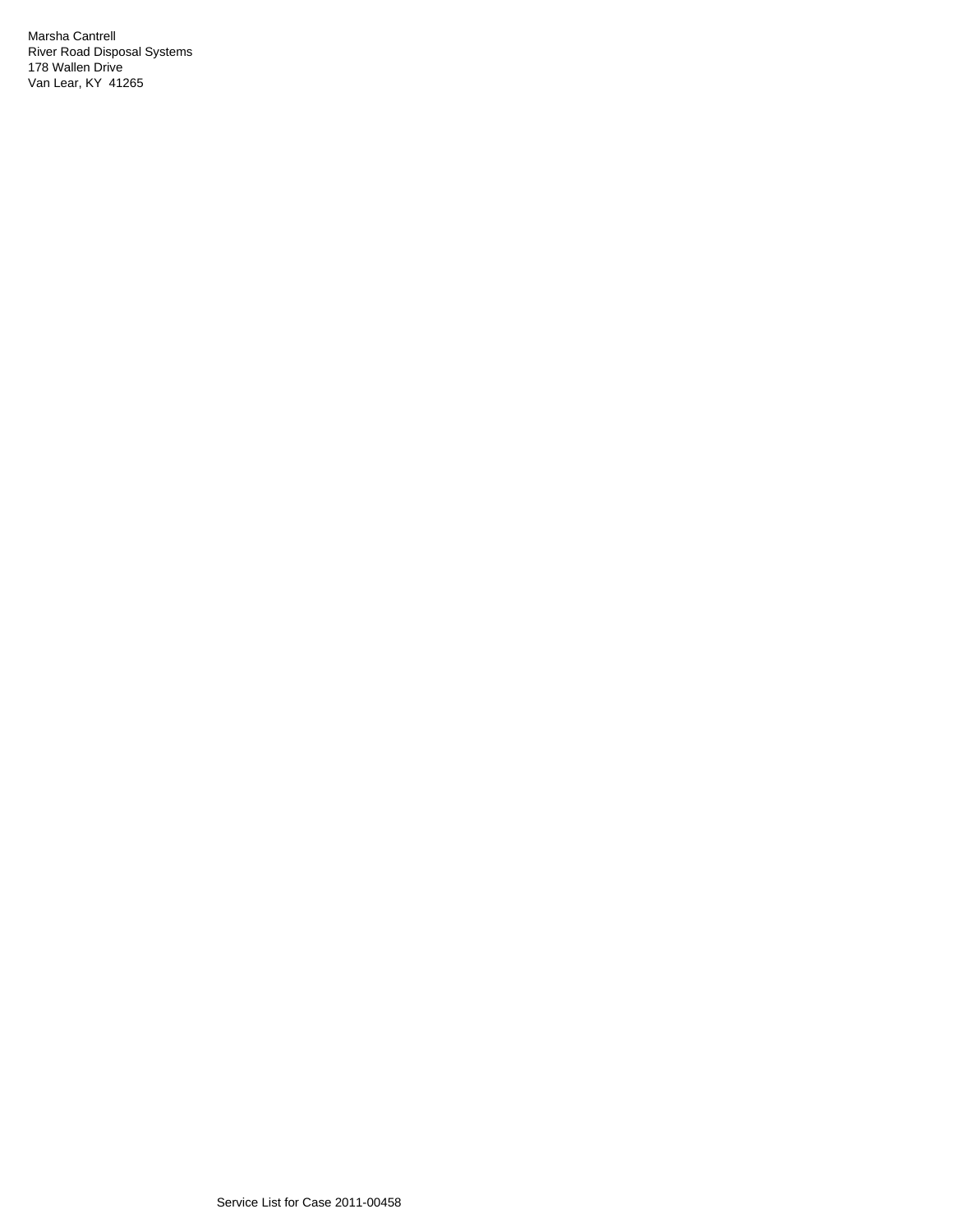Marsha Cantrell
River Road Disposal Systems
178 Wallen Drive
Van Lear, KY  41265